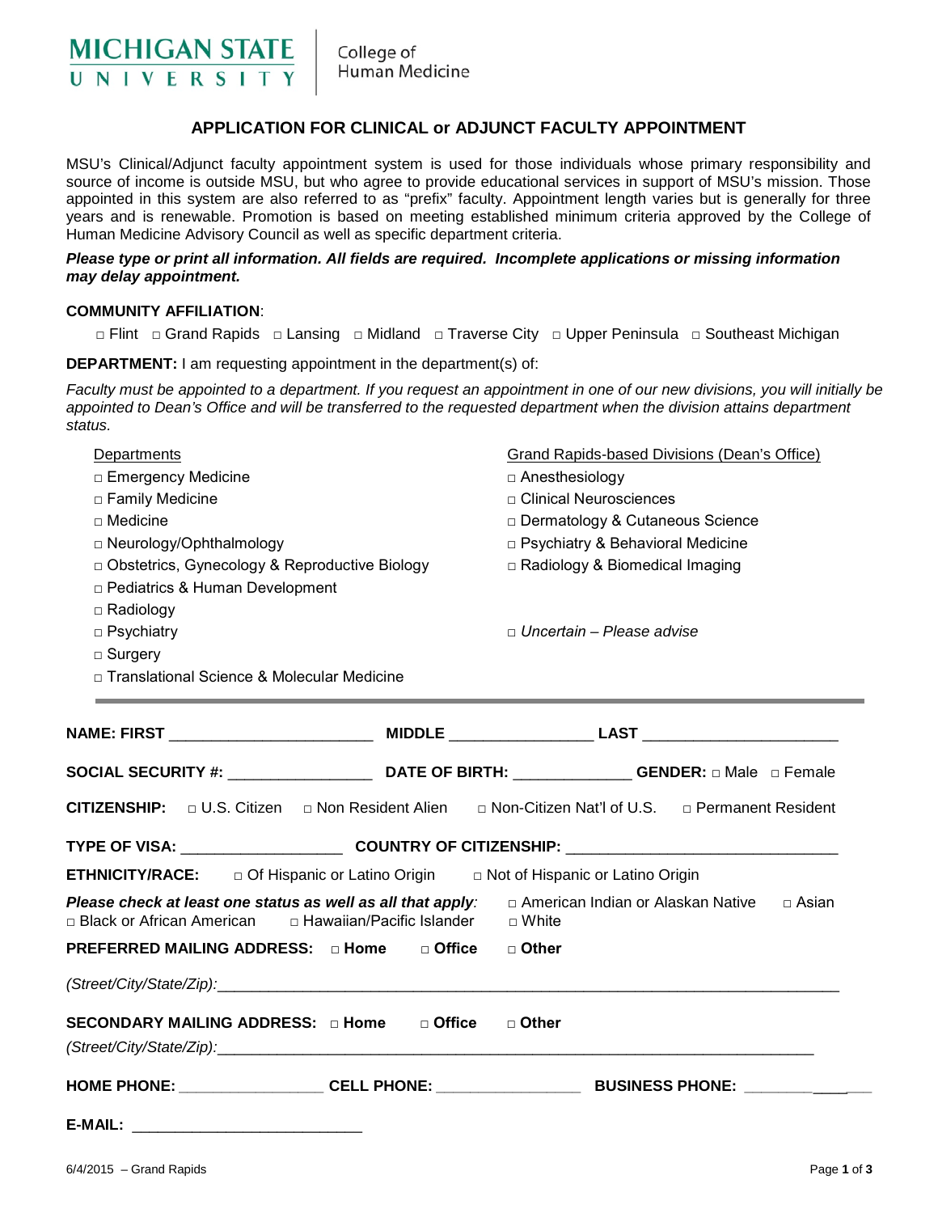MICHIGAN STATE UNIVERSITY | College of Human Medicine

## APPLICATION FOR CLINICAL or ADJUNCT FACULTY APPOINTMENT

MSU's Clinical/Adjunct faculty appointment system is used for those individuals whose primary responsibility and source of income is outside MSU, but who agree to provide educational services in support of MSU's mission. Those appointed in this system are also referred to as "prefix" faculty. Appointment length varies but is generally for three years and is renewable. Promotion is based on meeting established minimum criteria approved by the College of Human Medicine Advisory Council as well as specific department criteria.

***Please type or print all information. All fields are required. Incomplete applications or missing information may delay appointment.***

**COMMUNITY AFFILIATION**:

□ Flint □ Grand Rapids □ Lansing □ Midland □ Traverse City □ Upper Peninsula □ Southeast Michigan

**DEPARTMENT:** I am requesting appointment in the department(s) of:

*Faculty must be appointed to a department. If you request an appointment in one of our new divisions, you will initially be appointed to Dean's Office and will be transferred to the requested department when the division attains department status.*

Departments
- □ Emergency Medicine
- □ Family Medicine
- □ Medicine
- □ Neurology/Ophthalmology
- □ Obstetrics, Gynecology & Reproductive Biology
- □ Pediatrics & Human Development
- □ Radiology
- □ Psychiatry
- □ Surgery
- □ Translational Science & Molecular Medicine

Grand Rapids-based Divisions (Dean's Office)
- □ Anesthesiology
- □ Clinical Neurosciences
- □ Dermatology & Cutaneous Science
- □ Psychiatry & Behavioral Medicine
- □ Radiology & Biomedical Imaging

□ *Uncertain – Please advise*

---

**NAME: FIRST** ________________________ **MIDDLE** ________________ **LAST** ______________________

**SOCIAL SECURITY #:** ________________ **DATE OF BIRTH:** _____________ **GENDER:** □ Male □ Female

**CITIZENSHIP:** □ U.S. Citizen □ Non Resident Alien □ Non-Citizen Nat'l of U.S. □ Permanent Resident

**TYPE OF VISA:** __________________ **COUNTRY OF CITIZENSHIP:** ______________________________

**ETHNICITY/RACE:** □ Of Hispanic or Latino Origin □ Not of Hispanic or Latino Origin

***Please check at least one status as well as all that apply:*** □ American Indian or Alaskan Native □ Asian □ Black or African American □ Hawaiian/Pacific Islander □ White

**PREFERRED MAILING ADDRESS:** □ **Home** □ **Office** □ **Other**

*(Street/City/State/Zip):*___________________________________________________________________________

**SECONDARY MAILING ADDRESS:** □ **Home** □ **Office** □ **Other**

*(Street/City/State/Zip):*_________________________________________________________________________

**HOME PHONE:** ________________ **CELL PHONE:** ________________ **BUSINESS PHONE:** ____________

**E-MAIL:** ___________________________

6/4/2015 – Grand Rapids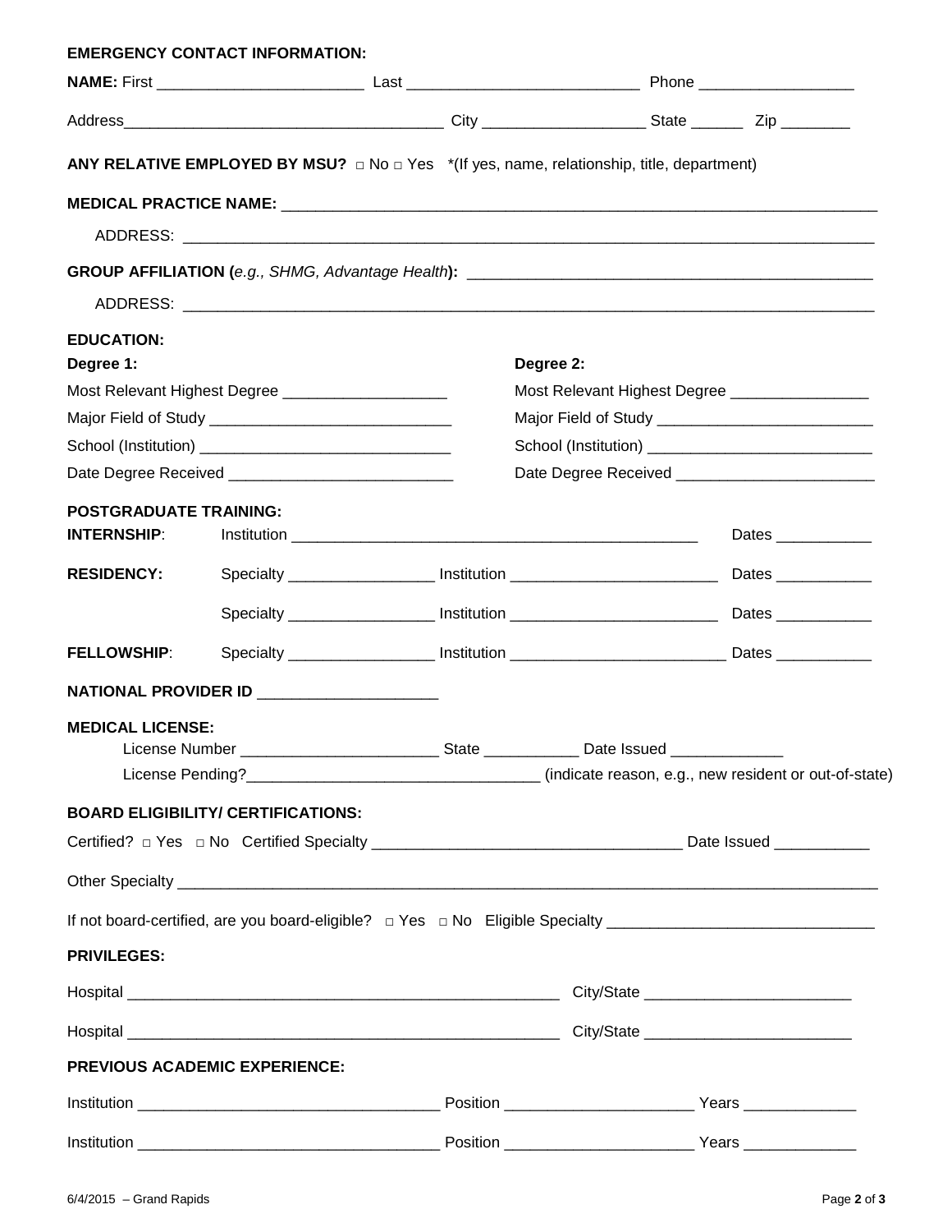**EMERGENCY CONTACT INFORMATION:**

**NAME:** First ________________________ Last ___________________________ Phone __________________

Address_____________________________________ City ___________________ State ______ Zip ________

**ANY RELATIVE EMPLOYED BY MSU?** □ No □ Yes *(If yes, name, relationship, title, department)

**MEDICAL PRACTICE NAME:** ___________________________________________________________________________

ADDRESS: ___________________________________________________________________________________

**GROUP AFFILIATION (***e.g., SHMG, Advantage Health***):** ______________________________________________

ADDRESS: ___________________________________________________________________________________

**EDUCATION:**

**Degree 1:**

Most Relevant Highest Degree ___________________

Major Field of Study ____________________________

School (Institution) _____________________________

Date Degree Received __________________________

**Degree 2:**

Most Relevant Highest Degree ________________

Major Field of Study __________________________

School (Institution) __________________________

Date Degree Received _______________________

**POSTGRADUATE TRAINING:**

**INTERNSHIP**: Institution ________________________________________________ Dates ___________

**RESIDENCY:** Specialty _________________ Institution ________________________ Dates ___________

Specialty _________________ Institution ________________________ Dates ___________

**FELLOWSHIP**: Specialty _________________ Institution _________________________ Dates ___________

**NATIONAL PROVIDER ID** _____________________

**MEDICAL LICENSE:**

License Number _______________________ State ___________ Date Issued _____________

License Pending?_________________________________ (indicate reason, e.g., new resident or out-of-state)

**BOARD ELIGIBILITY/ CERTIFICATIONS:**

Certified? □ Yes □ No Certified Specialty ___________________________________ Date Issued ___________

Other Specialty _______________________________________________________________________________

If not board-certified, are you board-eligible? □ Yes □ No Eligible Specialty ______________________________

**PRIVILEGES:**

Hospital _____________________________________________________ City/State ________________________

Hospital _____________________________________________________ City/State ________________________

**PREVIOUS ACADEMIC EXPERIENCE:**

Institution __________________________________ Position _____________________ Years _____________

Institution __________________________________ Position _____________________ Years _____________

6/4/2015 – Grand Rapids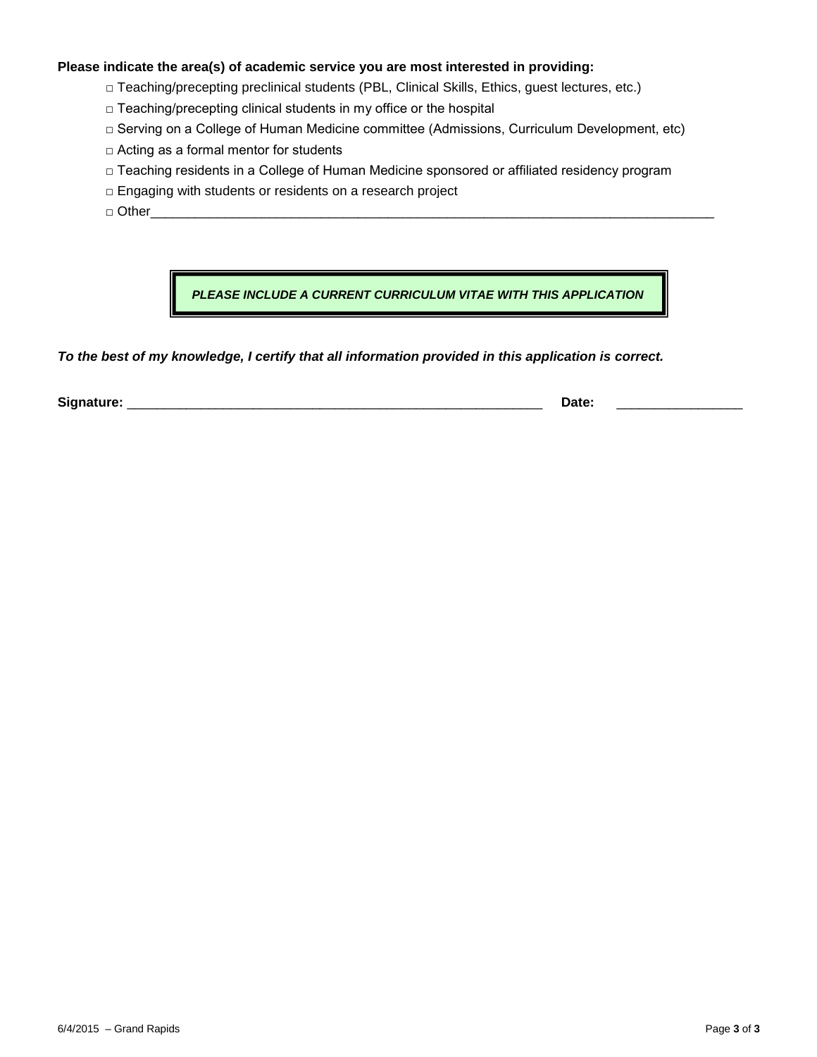**Please indicate the area(s) of academic service you are most interested in providing:**

- □ Teaching/precepting preclinical students (PBL, Clinical Skills, Ethics, guest lectures, etc.)
- □ Teaching/precepting clinical students in my office or the hospital
- □ Serving on a College of Human Medicine committee (Admissions, Curriculum Development, etc)
- □ Acting as a formal mentor for students
- □ Teaching residents in a College of Human Medicine sponsored or affiliated residency program
- □ Engaging with students or residents on a research project
- □ Other_______________________________________________________________________________

***PLEASE INCLUDE A CURRENT CURRICULUM VITAE WITH THIS APPLICATION***

***To the best of my knowledge, I certify that all information provided in this application is correct.***

**Signature:** ____________________________________________________________ **Date:** _________________

6/4/2015 – Grand Rapids